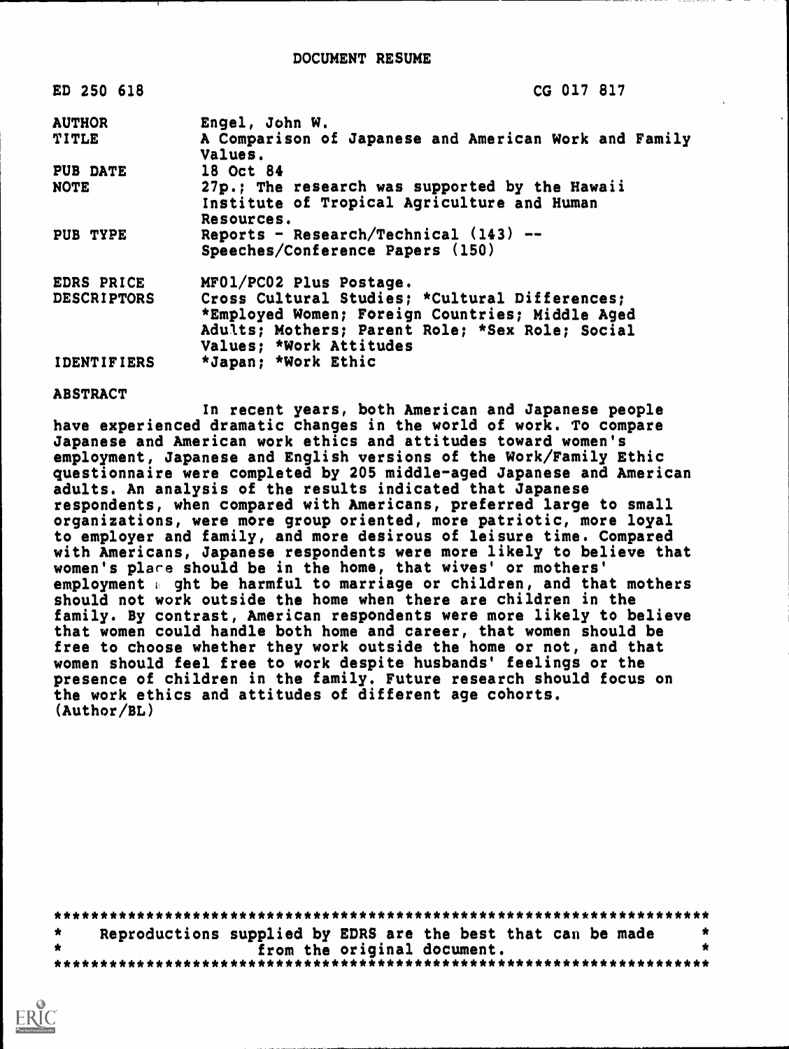# DOCUMENT RESUME

| | |
|---|---|
| ED 250 618 | CG 017 817 |
| AUTHOR | Engel, John W. |
| TITLE | A Comparison of Japanese and American Work and Family Values. |
| PUB DATE | 18 Oct 84 |
| NOTE | 27p.; The research was supported by the Hawaii Institute of Tropical Agriculture and Human Resources. |
| PUB TYPE | Reports - Research/Technical (143) -- Speeches/Conference Papers (150) |
| EDRS PRICE | MF01/PC02 Plus Postage. |
| DESCRIPTORS | Cross Cultural Studies; *Cultural Differences; *Employed Women; Foreign Countries; Middle Aged Adults; Mothers; Parent Role; *Sex Role; Social Values; *Work Attitudes |
| IDENTIFIERS | *Japan; *Work Ethic |

## ABSTRACT

In recent years, both American and Japanese people have experienced dramatic changes in the world of work. To compare Japanese and American work ethics and attitudes toward women's employment, Japanese and English versions of the Work/Family Ethic questionnaire were completed by 205 middle-aged Japanese and American adults. An analysis of the results indicated that Japanese respondents, when compared with Americans, preferred large to small organizations, were more group oriented, more patriotic, more loyal to employer and family, and more desirous of leisure time. Compared with Americans, Japanese respondents were more likely to believe that women's place should be in the home, that wives' or mothers' employment might be harmful to marriage or children, and that mothers should not work outside the home when there are children in the family. By contrast, American respondents were more likely to believe that women could handle both home and career, that women should be free to choose whether they work outside the home or not, and that women should feel free to work despite husbands' feelings or the presence of children in the family. Future research should focus on the work ethics and attitudes of different age cohorts. (Author/BL)

***********************************************************************
* Reproductions supplied by EDRS are the best that can be made *
* from the original document. *
***********************************************************************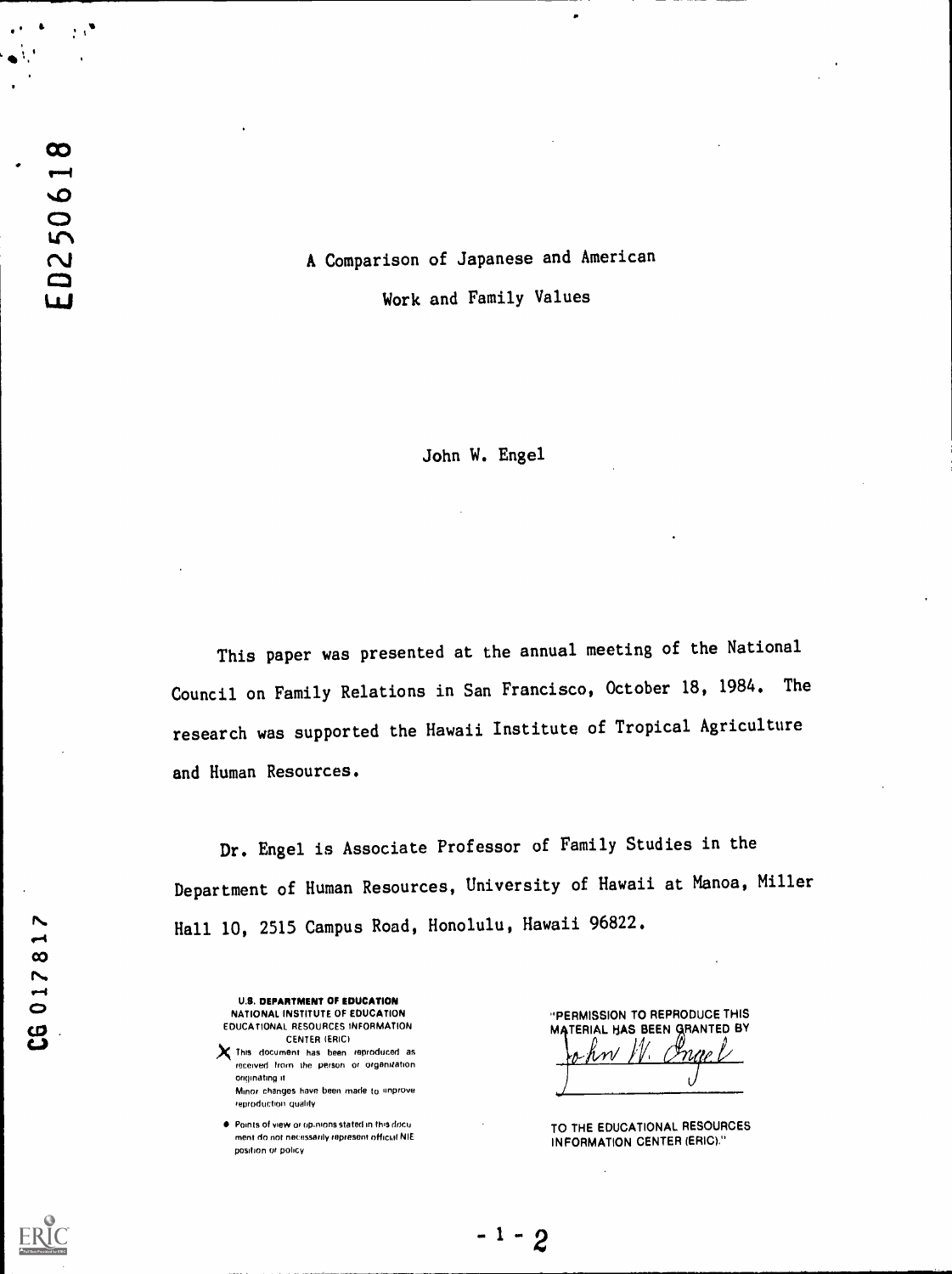ED250618

# A Comparison of Japanese and American Work and Family Values

John W. Engel

This paper was presented at the annual meeting of the National Council on Family Relations in San Francisco, October 18, 1984. The research was supported the Hawaii Institute of Tropical Agriculture and Human Resources.

Dr. Engel is Associate Professor of Family Studies in the Department of Human Resources, University of Hawaii at Manoa, Miller Hall 10, 2515 Campus Road, Honolulu, Hawaii 96822.

CG 017817

U.S. DEPARTMENT OF EDUCATION
NATIONAL INSTITUTE OF EDUCATION
EDUCATIONAL RESOURCES INFORMATION CENTER (ERIC)

X This document has been reproduced as received from the person or organization originating it.
Minor changes have been made to improve reproduction quality.

- Points of view or opinions stated in this document do not necessarily represent official NIE position or policy.

"PERMISSION TO REPRODUCE THIS MATERIAL HAS BEEN GRANTED BY John W. Engel

TO THE EDUCATIONAL RESOURCES INFORMATION CENTER (ERIC)."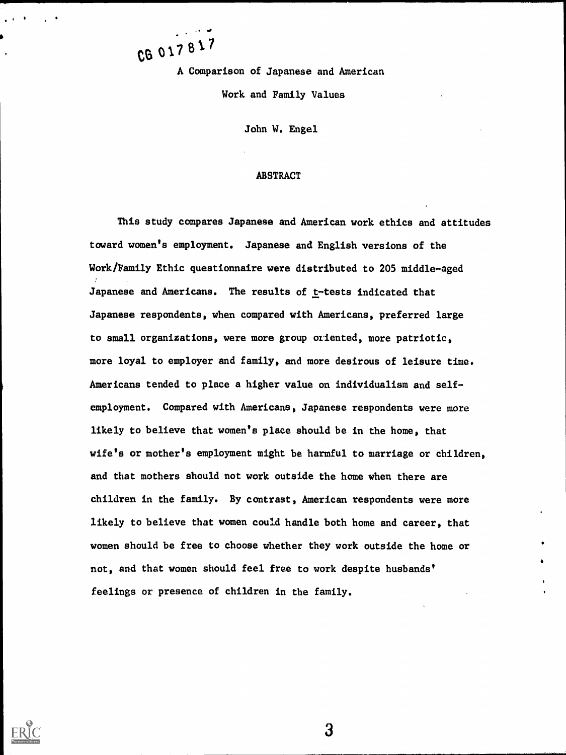CG 017817

# A Comparison of Japanese and American Work and Family Values

John W. Engel

## ABSTRACT

This study compares Japanese and American work ethics and attitudes toward women's employment. Japanese and English versions of the Work/Family Ethic questionnaire were distributed to 205 middle-aged Japanese and Americans. The results of *t*-tests indicated that Japanese respondents, when compared with Americans, preferred large to small organizations, were more group oriented, more patriotic, more loyal to employer and family, and more desirous of leisure time. Americans tended to place a higher value on individualism and self-employment. Compared with Americans, Japanese respondents were more likely to believe that women's place should be in the home, that wife's or mother's employment might be harmful to marriage or children, and that mothers should not work outside the home when there are children in the family. By contrast, American respondents were more likely to believe that women could handle both home and career, that women should be free to choose whether they work outside the home or not, and that women should feel free to work despite husbands' feelings or presence of children in the family.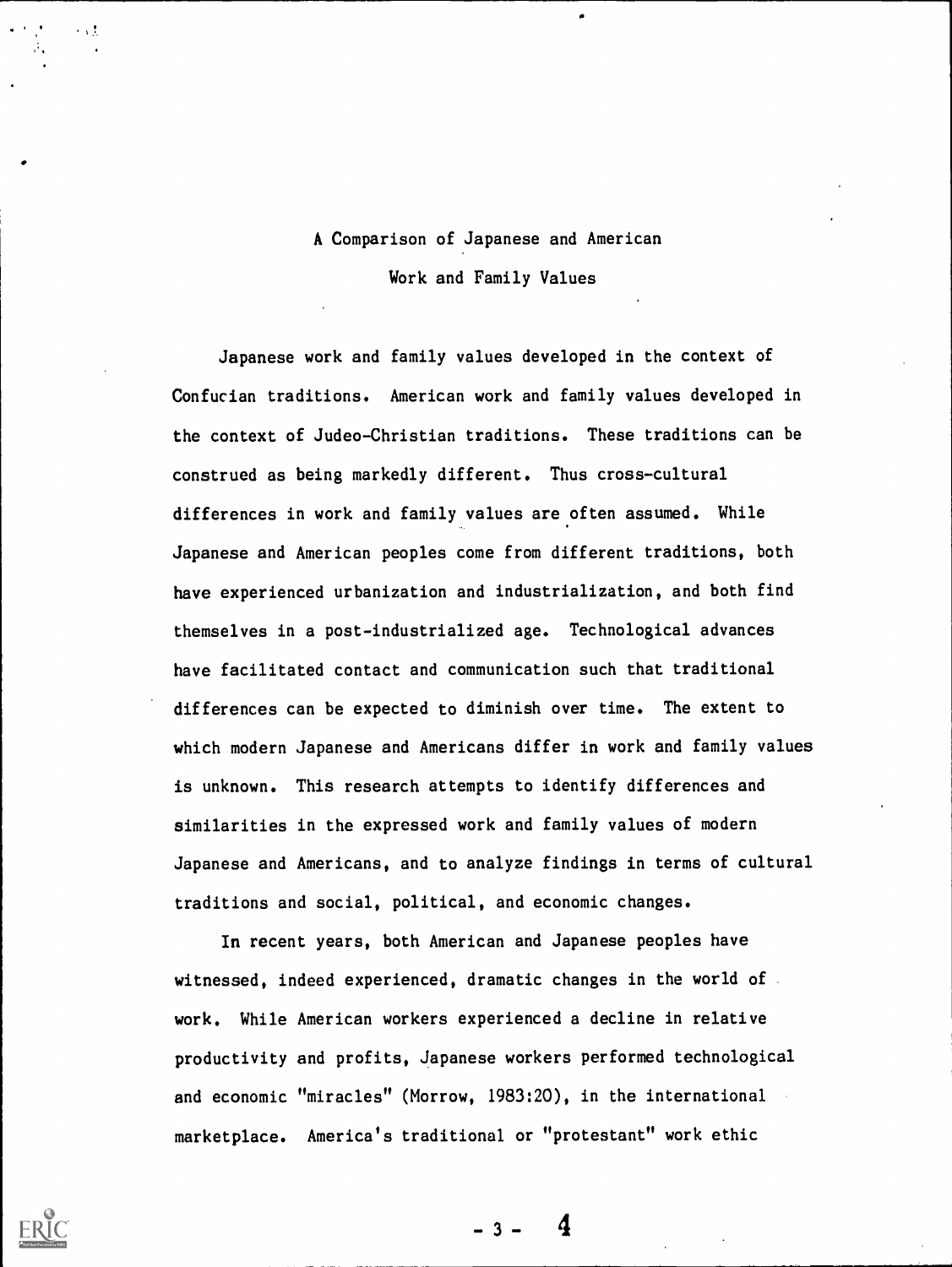# A Comparison of Japanese and American Work and Family Values

Japanese work and family values developed in the context of Confucian traditions. American work and family values developed in the context of Judeo-Christian traditions. These traditions can be construed as being markedly different. Thus cross-cultural differences in work and family values are often assumed. While Japanese and American peoples come from different traditions, both have experienced urbanization and industrialization, and both find themselves in a post-industrialized age. Technological advances have facilitated contact and communication such that traditional differences can be expected to diminish over time. The extent to which modern Japanese and Americans differ in work and family values is unknown. This research attempts to identify differences and similarities in the expressed work and family values of modern Japanese and Americans, and to analyze findings in terms of cultural traditions and social, political, and economic changes.

In recent years, both American and Japanese peoples have witnessed, indeed experienced, dramatic changes in the world of work. While American workers experienced a decline in relative productivity and profits, Japanese workers performed technological and economic "miracles" (Morrow, 1983:20), in the international marketplace. America's traditional or "protestant" work ethic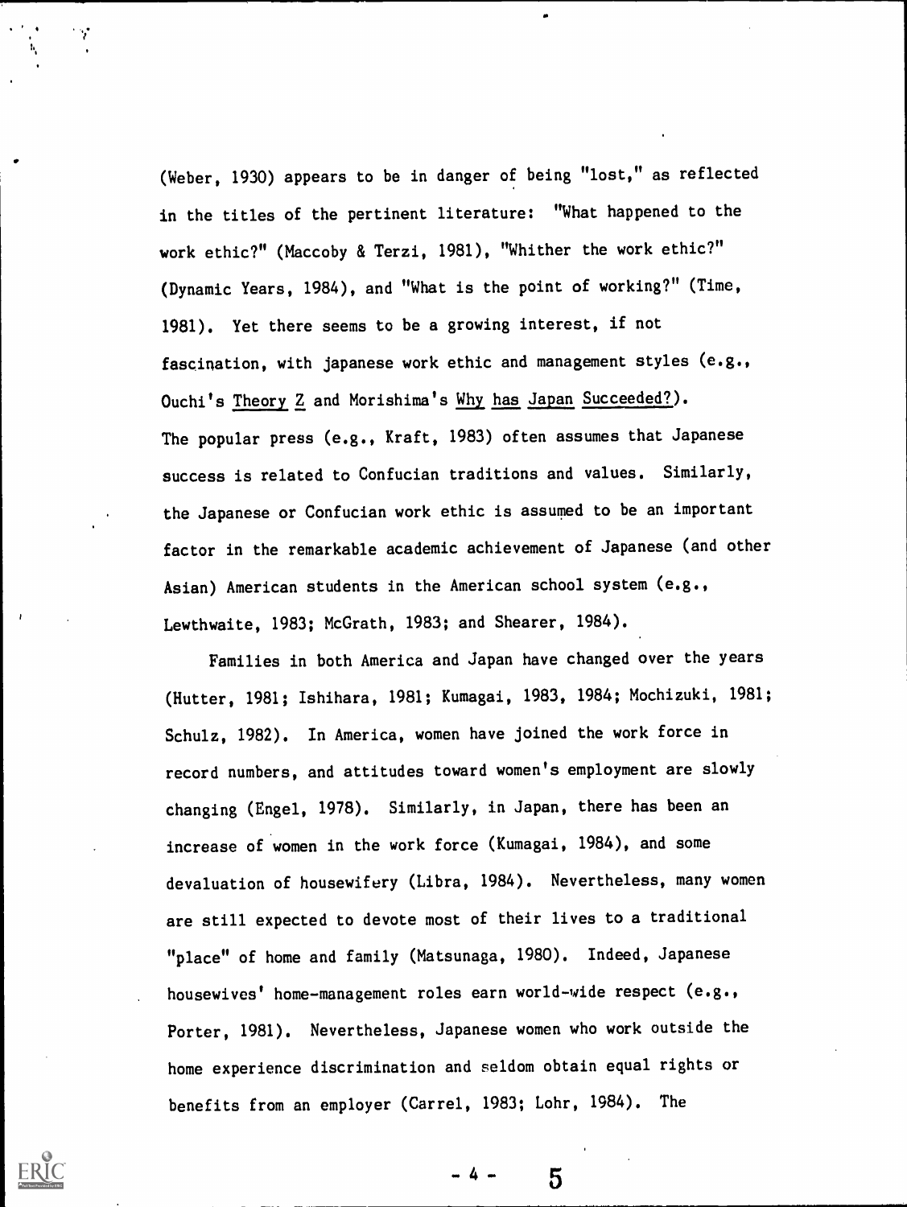(Weber, 1930) appears to be in danger of being "lost," as reflected in the titles of the pertinent literature: "What happened to the work ethic?" (Maccoby & Terzi, 1981), "Whither the work ethic?" (Dynamic Years, 1984), and "What is the point of working?" (Time, 1981). Yet there seems to be a growing interest, if not fascination, with japanese work ethic and management styles (e.g., Ouchi's Theory Z and Morishima's Why has Japan Succeeded?). The popular press (e.g., Kraft, 1983) often assumes that Japanese success is related to Confucian traditions and values. Similarly, the Japanese or Confucian work ethic is assumed to be an important factor in the remarkable academic achievement of Japanese (and other Asian) American students in the American school system (e.g., Lewthwaite, 1983; McGrath, 1983; and Shearer, 1984).

Families in both America and Japan have changed over the years (Hutter, 1981; Ishihara, 1981; Kumagai, 1983, 1984; Mochizuki, 1981; Schulz, 1982). In America, women have joined the work force in record numbers, and attitudes toward women's employment are slowly changing (Engel, 1978). Similarly, in Japan, there has been an increase of women in the work force (Kumagai, 1984), and some devaluation of housewifery (Libra, 1984). Nevertheless, many women are still expected to devote most of their lives to a traditional "place" of home and family (Matsunaga, 1980). Indeed, Japanese housewives' home-management roles earn world-wide respect (e.g., Porter, 1981). Nevertheless, Japanese women who work outside the home experience discrimination and seldom obtain equal rights or benefits from an employer (Carrel, 1983; Lohr, 1984). The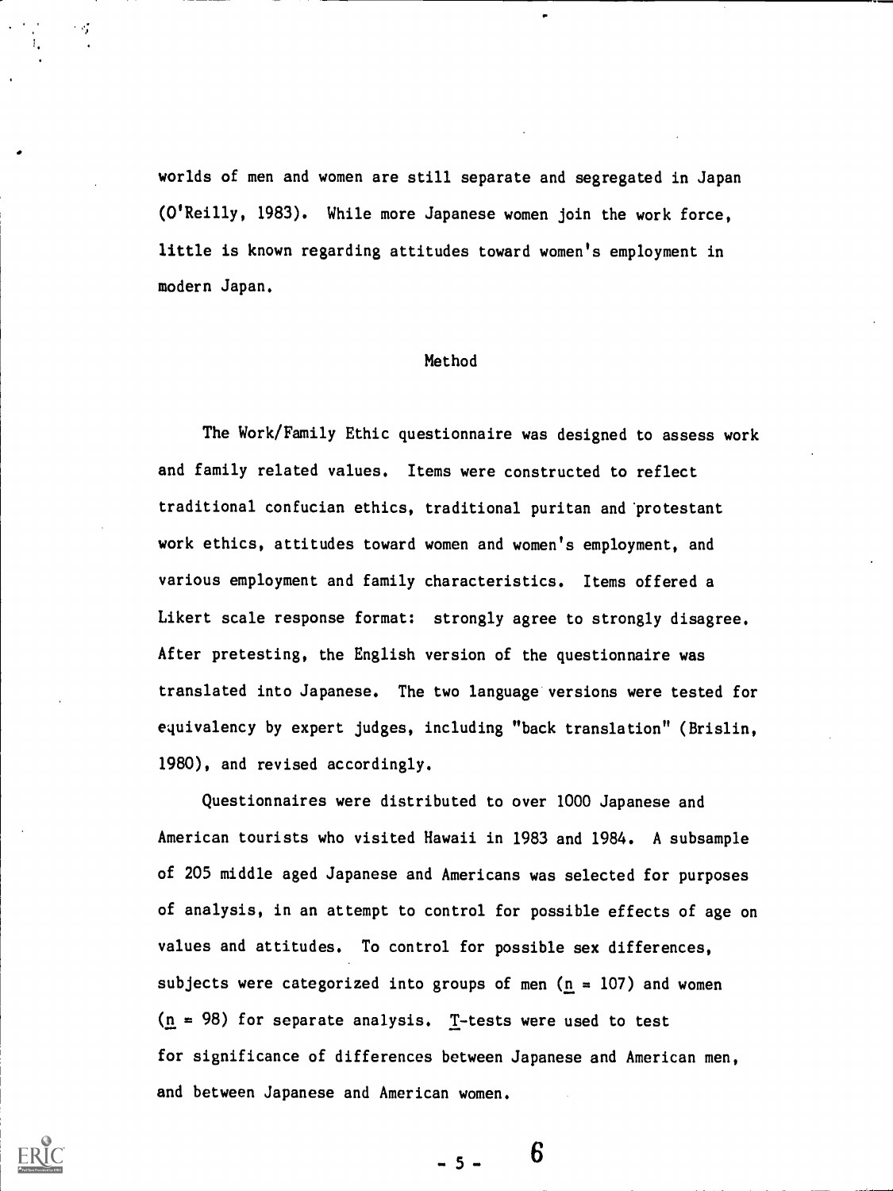worlds of men and women are still separate and segregated in Japan (O'Reilly, 1983). While more Japanese women join the work force, little is known regarding attitudes toward women's employment in modern Japan.

## Method

The Work/Family Ethic questionnaire was designed to assess work and family related values. Items were constructed to reflect traditional confucian ethics, traditional puritan and protestant work ethics, attitudes toward women and women's employment, and various employment and family characteristics. Items offered a Likert scale response format: strongly agree to strongly disagree. After pretesting, the English version of the questionnaire was translated into Japanese. The two language versions were tested for equivalency by expert judges, including "back translation" (Brislin, 1980), and revised accordingly.

Questionnaires were distributed to over 1000 Japanese and American tourists who visited Hawaii in 1983 and 1984. A subsample of 205 middle aged Japanese and Americans was selected for purposes of analysis, in an attempt to control for possible effects of age on values and attitudes. To control for possible sex differences, subjects were categorized into groups of men ($n = 107$) and women ($n = 98$) for separate analysis. $T$-tests were used to test for significance of differences between Japanese and American men, and between Japanese and American women.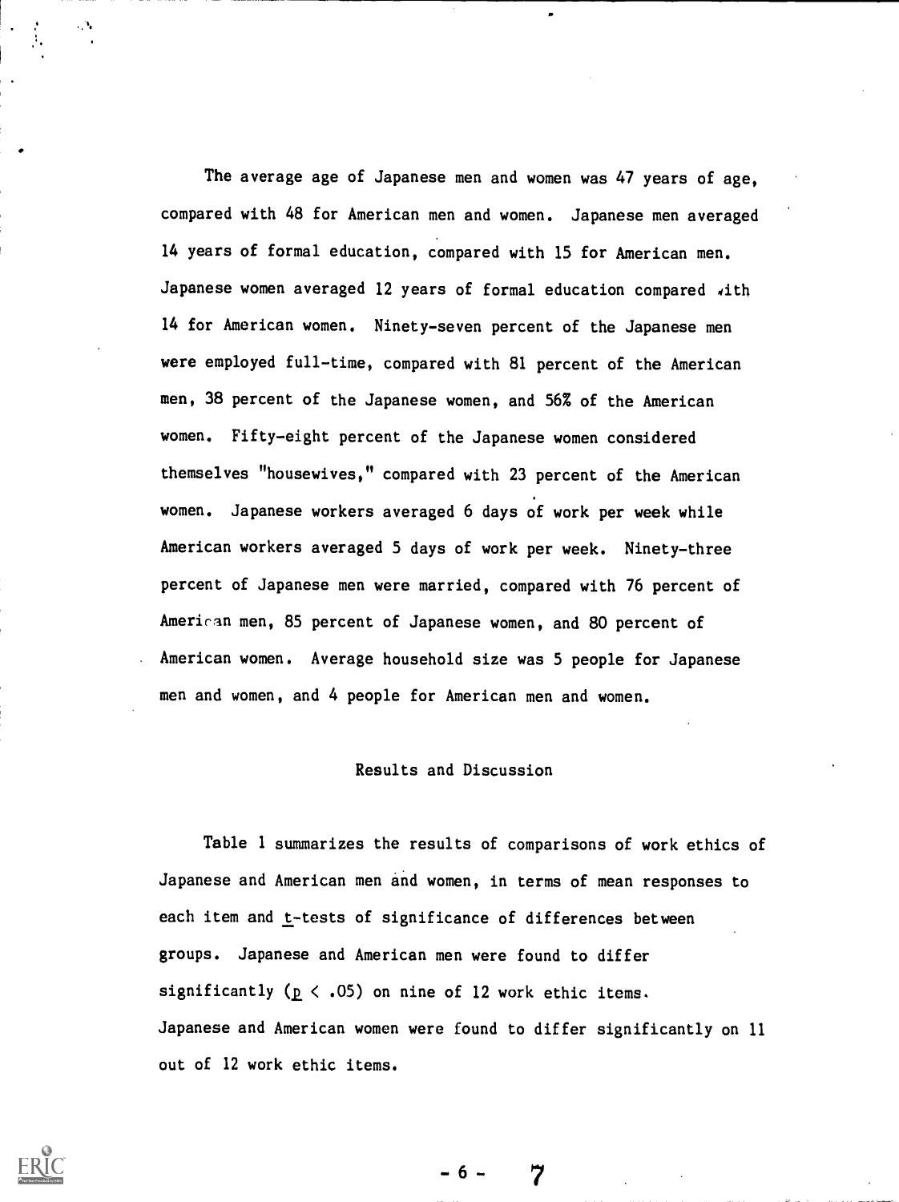The average age of Japanese men and women was 47 years of age, compared with 48 for American men and women. Japanese men averaged 14 years of formal education, compared with 15 for American men. Japanese women averaged 12 years of formal education compared with 14 for American women. Ninety-seven percent of the Japanese men were employed full-time, compared with 81 percent of the American men, 38 percent of the Japanese women, and 56% of the American women. Fifty-eight percent of the Japanese women considered themselves "housewives," compared with 23 percent of the American women. Japanese workers averaged 6 days of work per week while American workers averaged 5 days of work per week. Ninety-three percent of Japanese men were married, compared with 76 percent of American men, 85 percent of Japanese women, and 80 percent of American women. Average household size was 5 people for Japanese men and women, and 4 people for American men and women.

## Results and Discussion

Table 1 summarizes the results of comparisons of work ethics of Japanese and American men and women, in terms of mean responses to each item and *t*-tests of significance of differences between groups. Japanese and American men were found to differ significantly ($p < .05$) on nine of 12 work ethic items. Japanese and American women were found to differ significantly on 11 out of 12 work ethic items.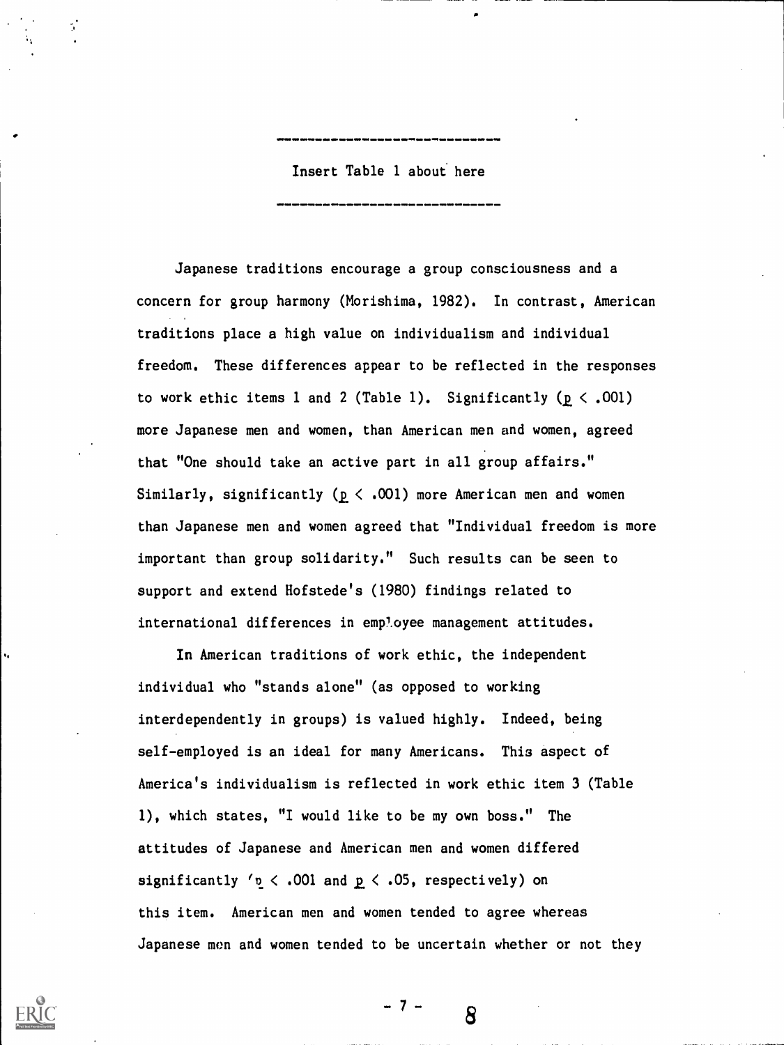Insert Table 1 about here

Japanese traditions encourage a group consciousness and a concern for group harmony (Morishima, 1982). In contrast, American traditions place a high value on individualism and individual freedom. These differences appear to be reflected in the responses to work ethic items 1 and 2 (Table 1). Significantly ($p < .001$) more Japanese men and women, than American men and women, agreed that "One should take an active part in all group affairs." Similarly, significantly ($p < .001$) more American men and women than Japanese men and women agreed that "Individual freedom is more important than group solidarity." Such results can be seen to support and extend Hofstede's (1980) findings related to international differences in employee management attitudes.

In American traditions of work ethic, the independent individual who "stands alone" (as opposed to working interdependently in groups) is valued highly. Indeed, being self-employed is an ideal for many Americans. This aspect of America's individualism is reflected in work ethic item 3 (Table 1), which states, "I would like to be my own boss." The attitudes of Japanese and American men and women differed significantly ($p < .001$ and $p < .05$, respectively) on this item. American men and women tended to agree whereas Japanese men and women tended to be uncertain whether or not they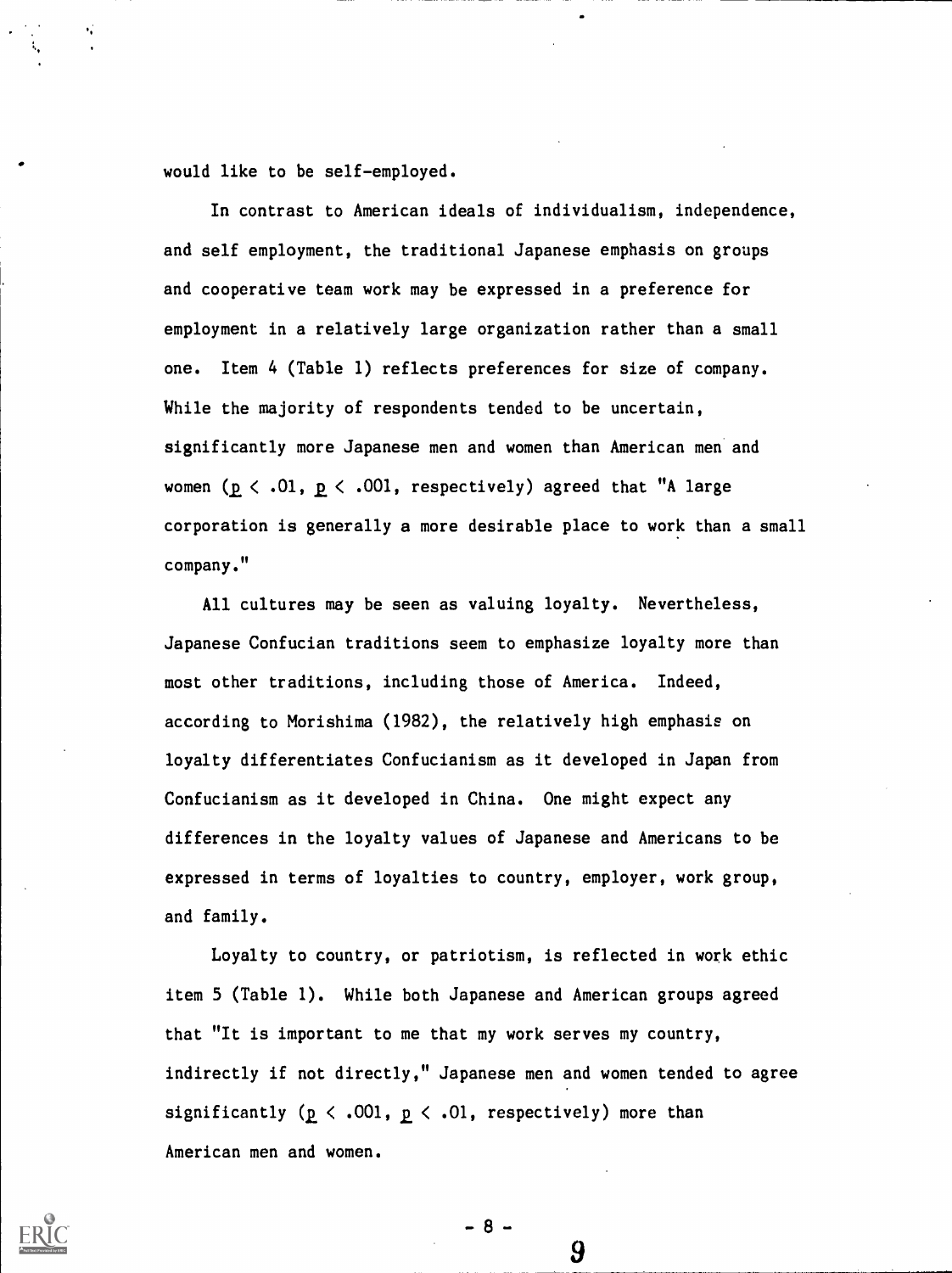would like to be self-employed.

In contrast to American ideals of individualism, independence, and self employment, the traditional Japanese emphasis on groups and cooperative team work may be expressed in a preference for employment in a relatively large organization rather than a small one. Item 4 (Table 1) reflects preferences for size of company. While the majority of respondents tended to be uncertain, significantly more Japanese men and women than American men and women ($p < .01$, $p < .001$, respectively) agreed that "A large corporation is generally a more desirable place to work than a small company."

All cultures may be seen as valuing loyalty. Nevertheless, Japanese Confucian traditions seem to emphasize loyalty more than most other traditions, including those of America. Indeed, according to Morishima (1982), the relatively high emphasis on loyalty differentiates Confucianism as it developed in Japan from Confucianism as it developed in China. One might expect any differences in the loyalty values of Japanese and Americans to be expressed in terms of loyalties to country, employer, work group, and family.

Loyalty to country, or patriotism, is reflected in work ethic item 5 (Table 1). While both Japanese and American groups agreed that "It is important to me that my work serves my country, indirectly if not directly," Japanese men and women tended to agree significantly ($p < .001$, $p < .01$, respectively) more than American men and women.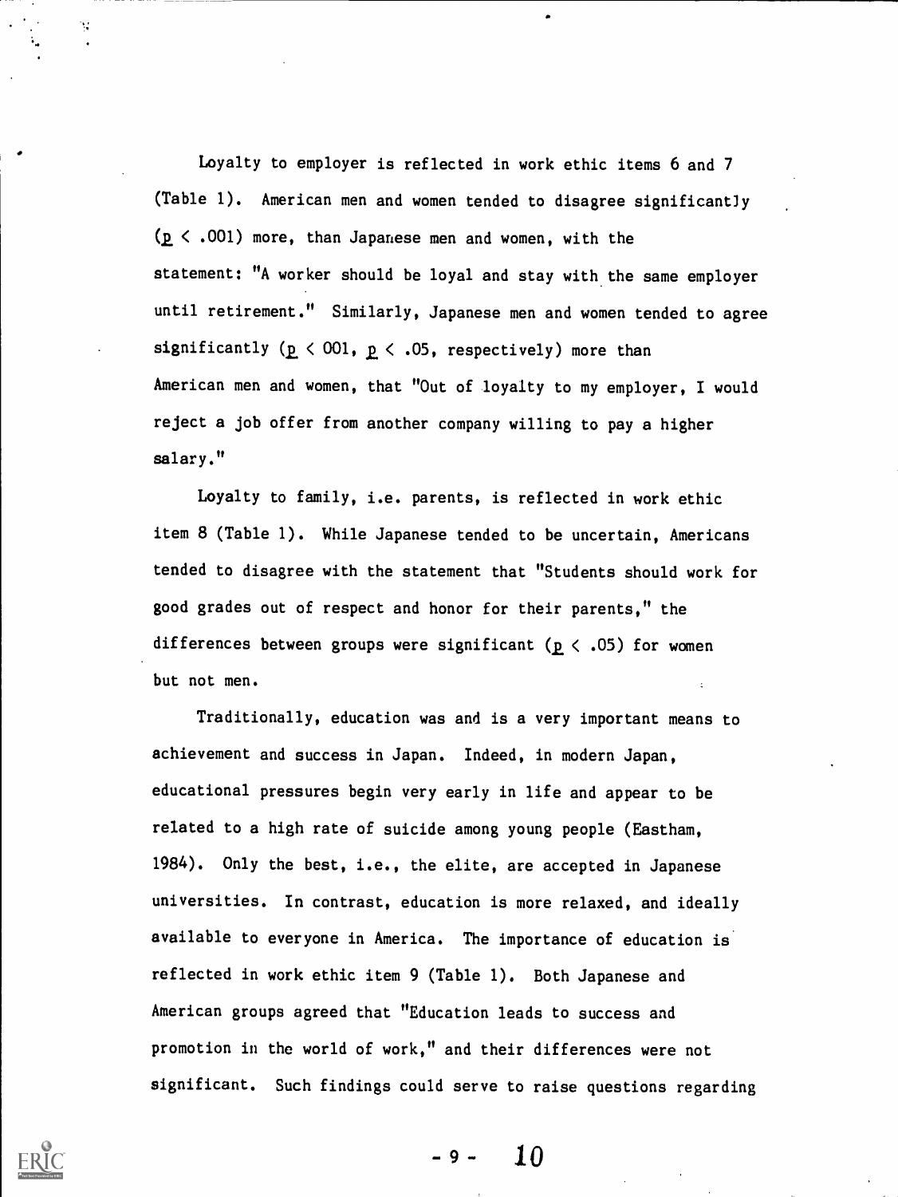Loyalty to employer is reflected in work ethic items 6 and 7 (Table 1). American men and women tended to disagree significantly ($p < .001$) more, than Japanese men and women, with the statement: "A worker should be loyal and stay with the same employer until retirement." Similarly, Japanese men and women tended to agree significantly ($p < 001$, $p < .05$, respectively) more than American men and women, that "Out of loyalty to my employer, I would reject a job offer from another company willing to pay a higher salary."

Loyalty to family, i.e. parents, is reflected in work ethic item 8 (Table 1). While Japanese tended to be uncertain, Americans tended to disagree with the statement that "Students should work for good grades out of respect and honor for their parents," the differences between groups were significant ($p < .05$) for women but not men.

Traditionally, education was and is a very important means to achievement and success in Japan. Indeed, in modern Japan, educational pressures begin very early in life and appear to be related to a high rate of suicide among young people (Eastham, 1984). Only the best, i.e., the elite, are accepted in Japanese universities. In contrast, education is more relaxed, and ideally available to everyone in America. The importance of education is reflected in work ethic item 9 (Table 1). Both Japanese and American groups agreed that "Education leads to success and promotion in the world of work," and their differences were not significant. Such findings could serve to raise questions regarding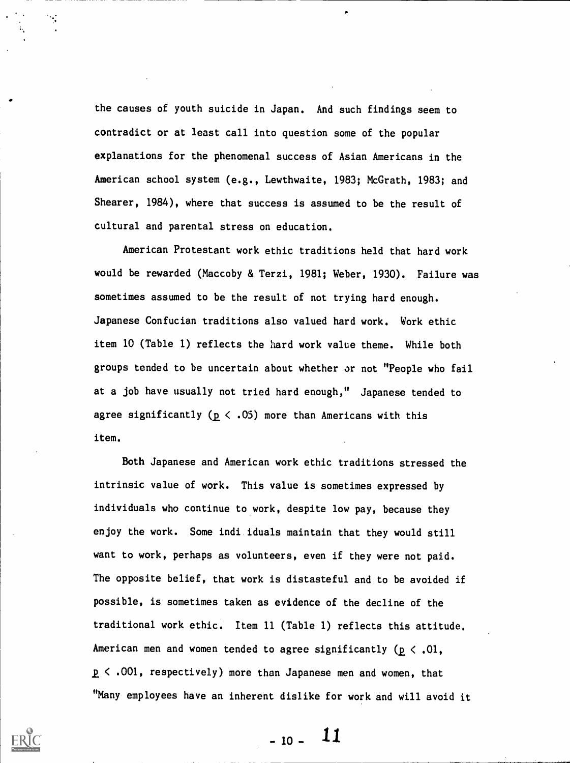the causes of youth suicide in Japan. And such findings seem to contradict or at least call into question some of the popular explanations for the phenomenal success of Asian Americans in the American school system (e.g., Lewthwaite, 1983; McGrath, 1983; and Shearer, 1984), where that success is assumed to be the result of cultural and parental stress on education.

American Protestant work ethic traditions held that hard work would be rewarded (Maccoby & Terzi, 1981; Weber, 1930). Failure was sometimes assumed to be the result of not trying hard enough. Japanese Confucian traditions also valued hard work. Work ethic item 10 (Table 1) reflects the hard work value theme. While both groups tended to be uncertain about whether or not "People who fail at a job have usually not tried hard enough," Japanese tended to agree significantly ($p < .05$) more than Americans with this item.

Both Japanese and American work ethic traditions stressed the intrinsic value of work. This value is sometimes expressed by individuals who continue to work, despite low pay, because they enjoy the work. Some individuals maintain that they would still want to work, perhaps as volunteers, even if they were not paid. The opposite belief, that work is distasteful and to be avoided if possible, is sometimes taken as evidence of the decline of the traditional work ethic. Item 11 (Table 1) reflects this attitude. American men and women tended to agree significantly ($p < .01$, $p < .001$, respectively) more than Japanese men and women, that "Many employees have an inherent dislike for work and will avoid it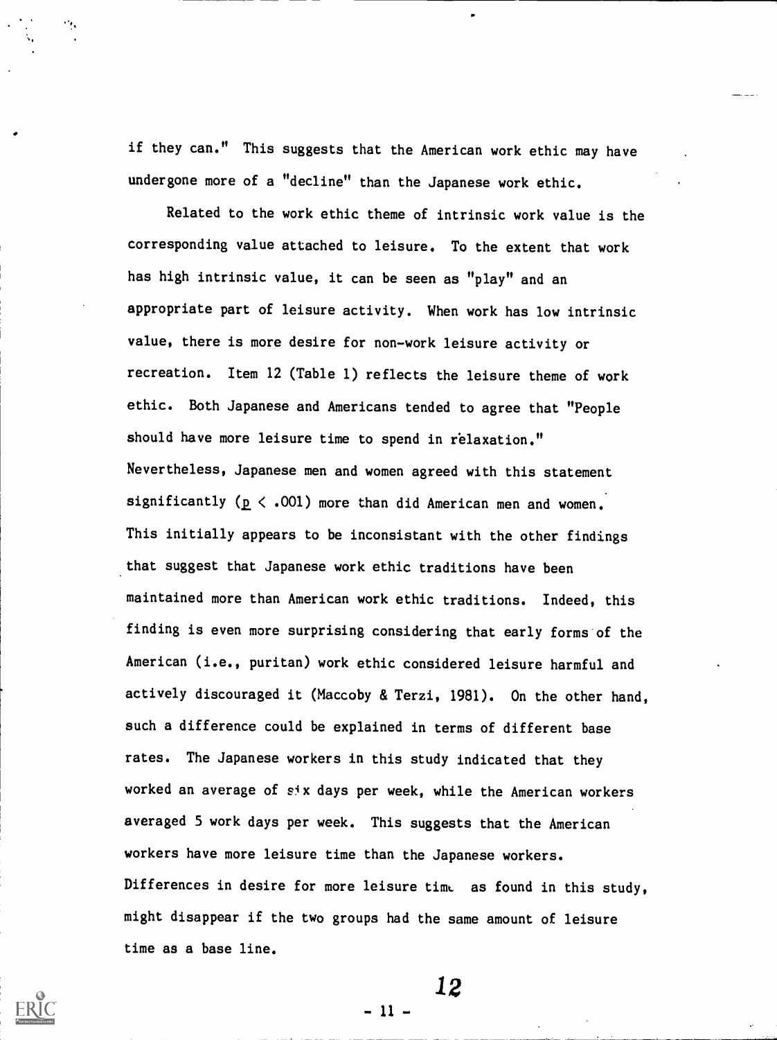if they can." This suggests that the American work ethic may have undergone more of a "decline" than the Japanese work ethic.

Related to the work ethic theme of intrinsic work value is the corresponding value attached to leisure. To the extent that work has high intrinsic value, it can be seen as "play" and an appropriate part of leisure activity. When work has low intrinsic value, there is more desire for non-work leisure activity or recreation. Item 12 (Table 1) reflects the leisure theme of work ethic. Both Japanese and Americans tended to agree that "People should have more leisure time to spend in relaxation." Nevertheless, Japanese men and women agreed with this statement significantly ($p < .001$) more than did American men and women. This initially appears to be inconsistant with the other findings that suggest that Japanese work ethic traditions have been maintained more than American work ethic traditions. Indeed, this finding is even more surprising considering that early forms of the American (i.e., puritan) work ethic considered leisure harmful and actively discouraged it (Maccoby & Terzi, 1981). On the other hand, such a difference could be explained in terms of different base rates. The Japanese workers in this study indicated that they worked an average of six days per week, while the American workers averaged 5 work days per week. This suggests that the American workers have more leisure time than the Japanese workers. Differences in desire for more leisure time as found in this study, might disappear if the two groups had the same amount of leisure time as a base line.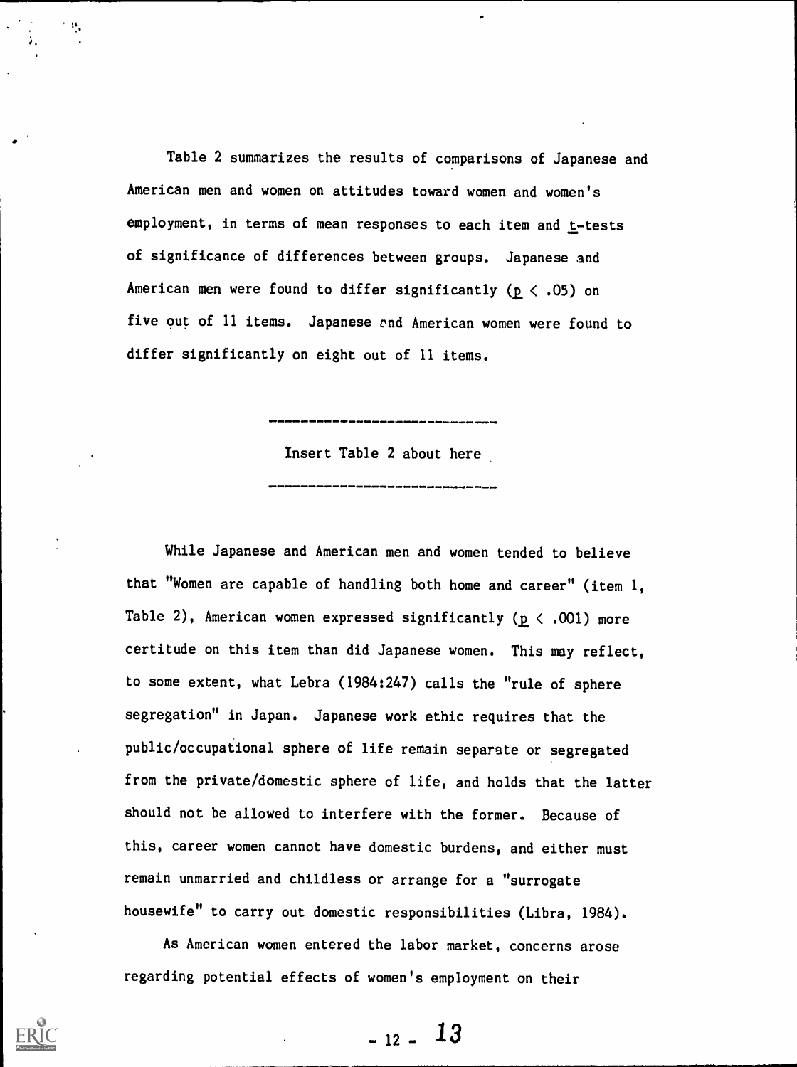Table 2 summarizes the results of comparisons of Japanese and American men and women on attitudes toward women and women's employment, in terms of mean responses to each item and *t*-tests of significance of differences between groups. Japanese and American men were found to differ significantly ($p < .05$) on five out of 11 items. Japanese and American women were found to differ significantly on eight out of 11 items.

---

Insert Table 2 about here

---

While Japanese and American men and women tended to believe that "Women are capable of handling both home and career" (item 1, Table 2), American women expressed significantly ($p < .001$) more certitude on this item than did Japanese women. This may reflect, to some extent, what Lebra (1984:247) calls the "rule of sphere segregation" in Japan. Japanese work ethic requires that the public/occupational sphere of life remain separate or segregated from the private/domestic sphere of life, and holds that the latter should not be allowed to interfere with the former. Because of this, career women cannot have domestic burdens, and either must remain unmarried and childless or arrange for a "surrogate housewife" to carry out domestic responsibilities (Libra, 1984).

As American women entered the labor market, concerns arose regarding potential effects of women's employment on their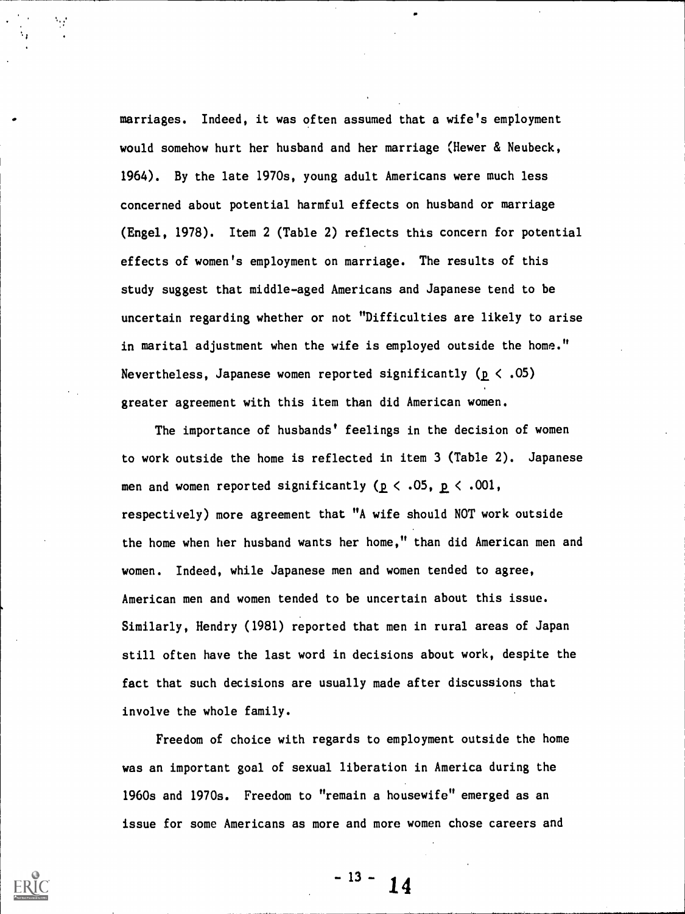marriages. Indeed, it was often assumed that a wife's employment would somehow hurt her husband and her marriage (Hewer & Neubeck, 1964). By the late 1970s, young adult Americans were much less concerned about potential harmful effects on husband or marriage (Engel, 1978). Item 2 (Table 2) reflects this concern for potential effects of women's employment on marriage. The results of this study suggest that middle-aged Americans and Japanese tend to be uncertain regarding whether or not "Difficulties are likely to arise in marital adjustment when the wife is employed outside the home." Nevertheless, Japanese women reported significantly ($p < .05$) greater agreement with this item than did American women.

The importance of husbands' feelings in the decision of women to work outside the home is reflected in item 3 (Table 2). Japanese men and women reported significantly ($p < .05$, $p < .001$, respectively) more agreement that "A wife should NOT work outside the home when her husband wants her home," than did American men and women. Indeed, while Japanese men and women tended to agree, American men and women tended to be uncertain about this issue. Similarly, Hendry (1981) reported that men in rural areas of Japan still often have the last word in decisions about work, despite the fact that such decisions are usually made after discussions that involve the whole family.

Freedom of choice with regards to employment outside the home was an important goal of sexual liberation in America during the 1960s and 1970s. Freedom to "remain a housewife" emerged as an issue for some Americans as more and more women chose careers and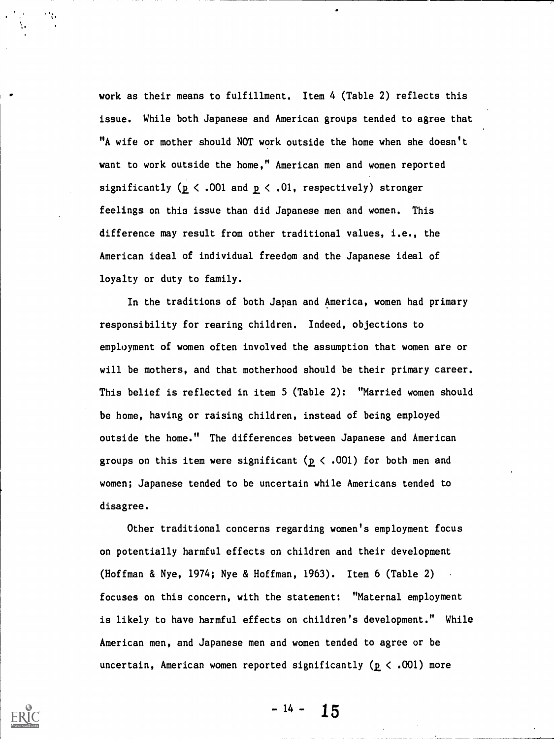work as their means to fulfillment. Item 4 (Table 2) reflects this issue. While both Japanese and American groups tended to agree that "A wife or mother should NOT work outside the home when she doesn't want to work outside the home," American men and women reported significantly ($p < .001$ and $p < .01$, respectively) stronger feelings on this issue than did Japanese men and women. This difference may result from other traditional values, i.e., the American ideal of individual freedom and the Japanese ideal of loyalty or duty to family.

In the traditions of both Japan and America, women had primary responsibility for rearing children. Indeed, objections to employment of women often involved the assumption that women are or will be mothers, and that motherhood should be their primary career. This belief is reflected in item 5 (Table 2): "Married women should be home, having or raising children, instead of being employed outside the home." The differences between Japanese and American groups on this item were significant ($p < .001$) for both men and women; Japanese tended to be uncertain while Americans tended to disagree.

Other traditional concerns regarding women's employment focus on potentially harmful effects on children and their development (Hoffman & Nye, 1974; Nye & Hoffman, 1963). Item 6 (Table 2) focuses on this concern, with the statement: "Maternal employment is likely to have harmful effects on children's development." While American men, and Japanese men and women tended to agree or be uncertain, American women reported significantly ($p < .001$) more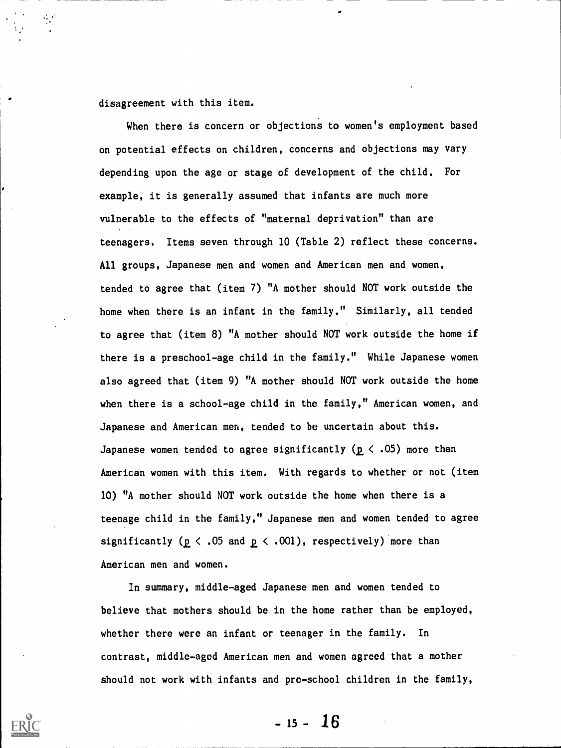disagreement with this item.

When there is concern or objections to women's employment based on potential effects on children, concerns and objections may vary depending upon the age or stage of development of the child. For example, it is generally assumed that infants are much more vulnerable to the effects of "maternal deprivation" than are teenagers. Items seven through 10 (Table 2) reflect these concerns. All groups, Japanese men and women and American men and women, tended to agree that (item 7) "A mother should NOT work outside the home when there is an infant in the family." Similarly, all tended to agree that (item 8) "A mother should NOT work outside the home if there is a preschool-age child in the family." While Japanese women also agreed that (item 9) "A mother should NOT work outside the home when there is a school-age child in the family," American women, and Japanese and American men, tended to be uncertain about this. Japanese women tended to agree significantly ($p < .05$) more than American women with this item. With regards to whether or not (item 10) "A mother should NOT work outside the home when there is a teenage child in the family," Japanese men and women tended to agree significantly ($p < .05$ and $p < .001$), respectively) more than American men and women.

In summary, middle-aged Japanese men and women tended to believe that mothers should be in the home rather than be employed, whether there were an infant or teenager in the family. In contrast, middle-aged American men and women agreed that a mother should not work with infants and pre-school children in the family,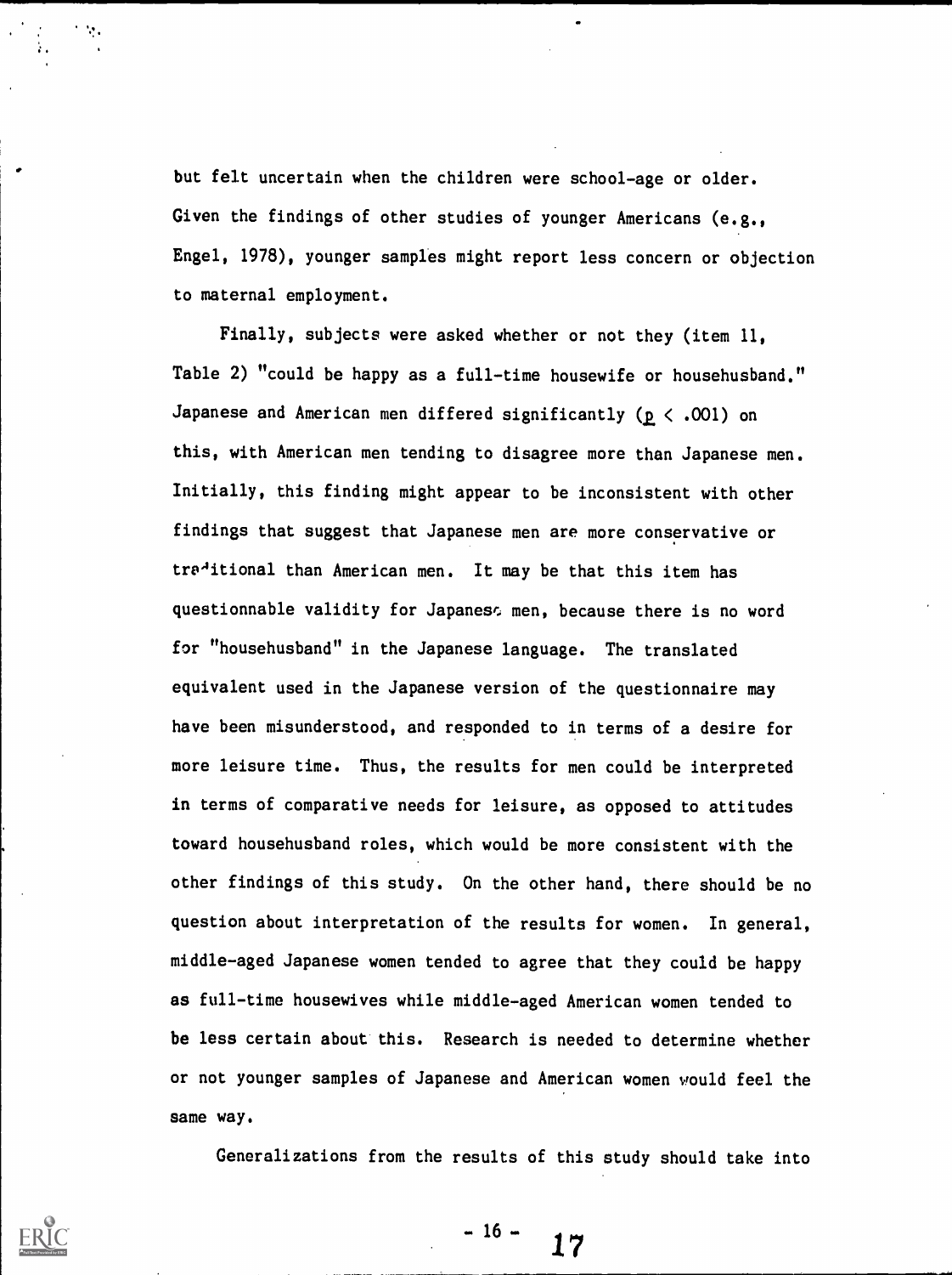but felt uncertain when the children were school-age or older. Given the findings of other studies of younger Americans (e.g., Engel, 1978), younger samples might report less concern or objection to maternal employment.

Finally, subjects were asked whether or not they (item 11, Table 2) "could be happy as a full-time housewife or househusband." Japanese and American men differed significantly ($p < .001$) on this, with American men tending to disagree more than Japanese men. Initially, this finding might appear to be inconsistent with other findings that suggest that Japanese men are more conservative or traditional than American men. It may be that this item has questionnable validity for Japanese men, because there is no word for "househusband" in the Japanese language. The translated equivalent used in the Japanese version of the questionnaire may have been misunderstood, and responded to in terms of a desire for more leisure time. Thus, the results for men could be interpreted in terms of comparative needs for leisure, as opposed to attitudes toward househusband roles, which would be more consistent with the other findings of this study. On the other hand, there should be no question about interpretation of the results for women. In general, middle-aged Japanese women tended to agree that they could be happy as full-time housewives while middle-aged American women tended to be less certain about this. Research is needed to determine whether or not younger samples of Japanese and American women would feel the same way.

Generalizations from the results of this study should take into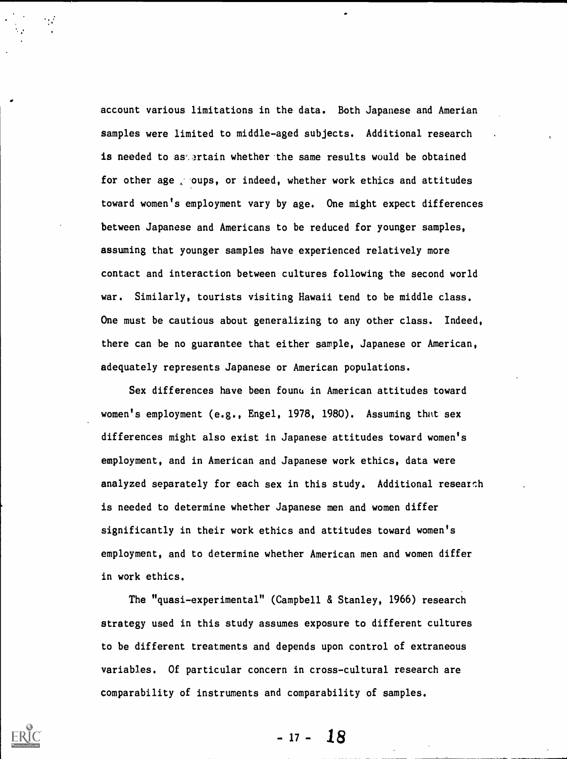account various limitations in the data. Both Japanese and Amerian samples were limited to middle-aged subjects. Additional research is needed to ascertain whether the same results would be obtained for other age groups, or indeed, whether work ethics and attitudes toward women's employment vary by age. One might expect differences between Japanese and Americans to be reduced for younger samples, assuming that younger samples have experienced relatively more contact and interaction between cultures following the second world war. Similarly, tourists visiting Hawaii tend to be middle class. One must be cautious about generalizing to any other class. Indeed, there can be no guarantee that either sample, Japanese or American, adequately represents Japanese or American populations.

Sex differences have been found in American attitudes toward women's employment (e.g., Engel, 1978, 1980). Assuming that sex differences might also exist in Japanese attitudes toward women's employment, and in American and Japanese work ethics, data were analyzed separately for each sex in this study. Additional research is needed to determine whether Japanese men and women differ significantly in their work ethics and attitudes toward women's employment, and to determine whether American men and women differ in work ethics.

The "quasi-experimental" (Campbell & Stanley, 1966) research strategy used in this study assumes exposure to different cultures to be different treatments and depends upon control of extraneous variables. Of particular concern in cross-cultural research are comparability of instruments and comparability of samples.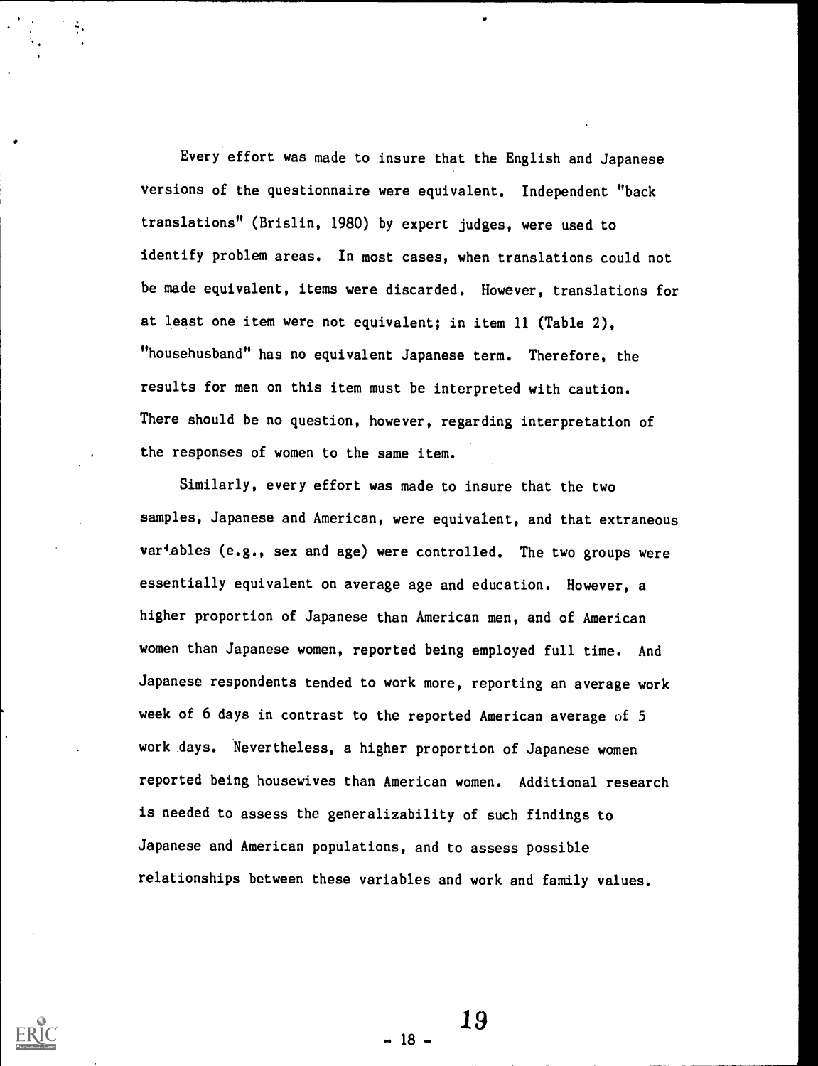Every effort was made to insure that the English and Japanese versions of the questionnaire were equivalent. Independent "back translations" (Brislin, 1980) by expert judges, were used to identify problem areas. In most cases, when translations could not be made equivalent, items were discarded. However, translations for at least one item were not equivalent; in item 11 (Table 2), "househusband" has no equivalent Japanese term. Therefore, the results for men on this item must be interpreted with caution. There should be no question, however, regarding interpretation of the responses of women to the same item.

Similarly, every effort was made to insure that the two samples, Japanese and American, were equivalent, and that extraneous variables (e.g., sex and age) were controlled. The two groups were essentially equivalent on average age and education. However, a higher proportion of Japanese than American men, and of American women than Japanese women, reported being employed full time. And Japanese respondents tended to work more, reporting an average work week of 6 days in contrast to the reported American average of 5 work days. Nevertheless, a higher proportion of Japanese women reported being housewives than American women. Additional research is needed to assess the generalizability of such findings to Japanese and American populations, and to assess possible relationships between these variables and work and family values.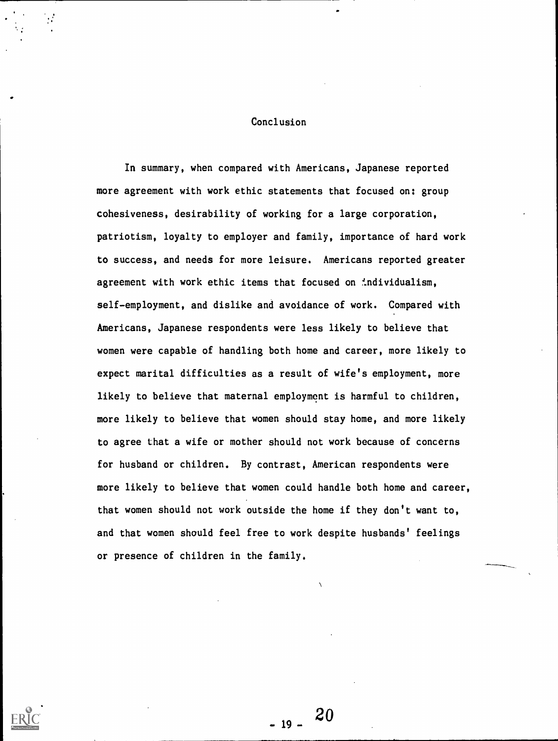## Conclusion

In summary, when compared with Americans, Japanese reported more agreement with work ethic statements that focused on: group cohesiveness, desirability of working for a large corporation, patriotism, loyalty to employer and family, importance of hard work to success, and needs for more leisure. Americans reported greater agreement with work ethic items that focused on individualism, self-employment, and dislike and avoidance of work. Compared with Americans, Japanese respondents were less likely to believe that women were capable of handling both home and career, more likely to expect marital difficulties as a result of wife's employment, more likely to believe that maternal employment is harmful to children, more likely to believe that women should stay home, and more likely to agree that a wife or mother should not work because of concerns for husband or children. By contrast, American respondents were more likely to believe that women could handle both home and career, that women should not work outside the home if they don't want to, and that women should feel free to work despite husbands' feelings or presence of children in the family.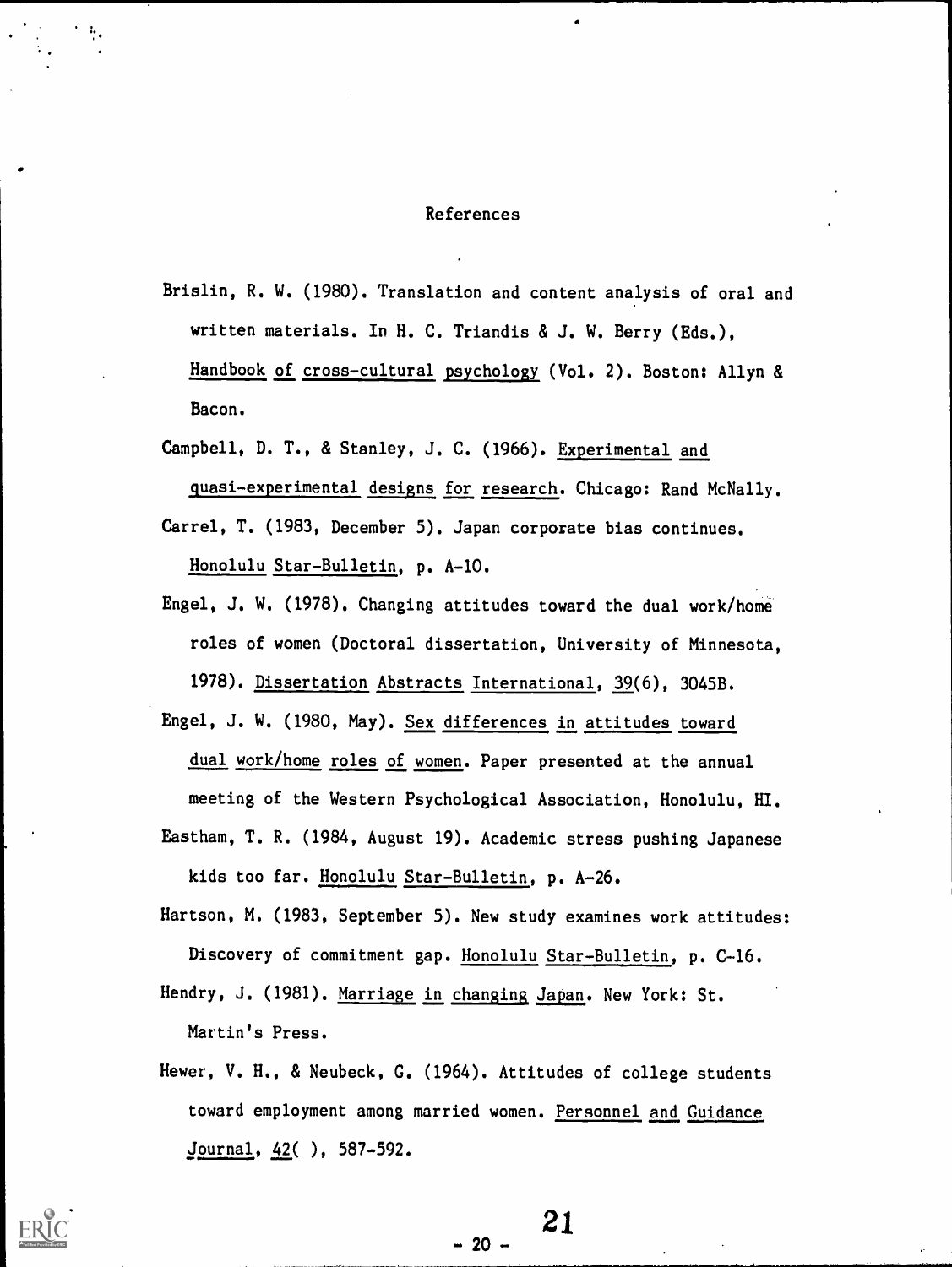# References

Brislin, R. W. (1980). Translation and content analysis of oral and written materials. In H. C. Triandis & J. W. Berry (Eds.), Handbook of cross-cultural psychology (Vol. 2). Boston: Allyn & Bacon.

Campbell, D. T., & Stanley, J. C. (1966). Experimental and quasi-experimental designs for research. Chicago: Rand McNally.

Carrel, T. (1983, December 5). Japan corporate bias continues. Honolulu Star-Bulletin, p. A-10.

Engel, J. W. (1978). Changing attitudes toward the dual work/home roles of women (Doctoral dissertation, University of Minnesota, 1978). Dissertation Abstracts International, 39(6), 3045B.

Engel, J. W. (1980, May). Sex differences in attitudes toward dual work/home roles of women. Paper presented at the annual meeting of the Western Psychological Association, Honolulu, HI.

Eastham, T. R. (1984, August 19). Academic stress pushing Japanese kids too far. Honolulu Star-Bulletin, p. A-26.

Hartson, M. (1983, September 5). New study examines work attitudes: Discovery of commitment gap. Honolulu Star-Bulletin, p. C-16.

Hendry, J. (1981). Marriage in changing Japan. New York: St. Martin's Press.

Hewer, V. H., & Neubeck, G. (1964). Attitudes of college students toward employment among married women. Personnel and Guidance Journal, 42( ), 587-592.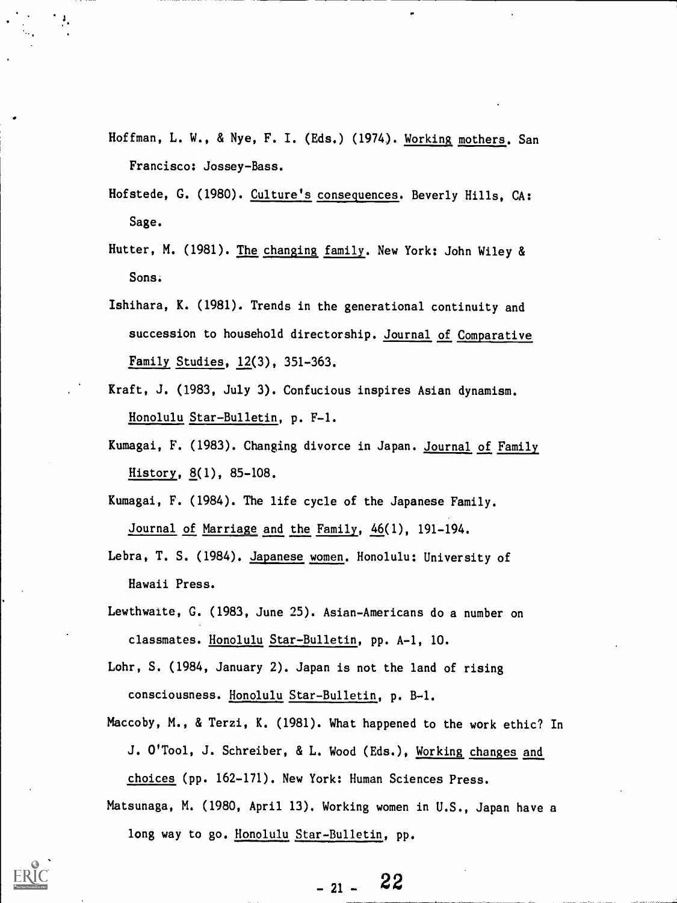Hoffman, L. W., & Nye, F. I. (Eds.) (1974). Working mothers. San Francisco: Jossey-Bass.

Hofstede, G. (1980). Culture's consequences. Beverly Hills, CA: Sage.

Hutter, M. (1981). The changing family. New York: John Wiley & Sons.

Ishihara, K. (1981). Trends in the generational continuity and succession to household directorship. Journal of Comparative Family Studies, 12(3), 351-363.

Kraft, J. (1983, July 3). Confucious inspires Asian dynamism. Honolulu Star-Bulletin, p. F-1.

Kumagai, F. (1983). Changing divorce in Japan. Journal of Family History, 8(1), 85-108.

Kumagai, F. (1984). The life cycle of the Japanese Family. Journal of Marriage and the Family, 46(1), 191-194.

Lebra, T. S. (1984). Japanese women. Honolulu: University of Hawaii Press.

Lewthwaite, G. (1983, June 25). Asian-Americans do a number on classmates. Honolulu Star-Bulletin, pp. A-1, 10.

Lohr, S. (1984, January 2). Japan is not the land of rising consciousness. Honolulu Star-Bulletin, p. B-1.

Maccoby, M., & Terzi, K. (1981). What happened to the work ethic? In J. O'Tool, J. Schreiber, & L. Wood (Eds.), Working changes and choices (pp. 162-171). New York: Human Sciences Press.

Matsunaga, M. (1980, April 13). Working women in U.S., Japan have a long way to go. Honolulu Star-Bulletin, pp.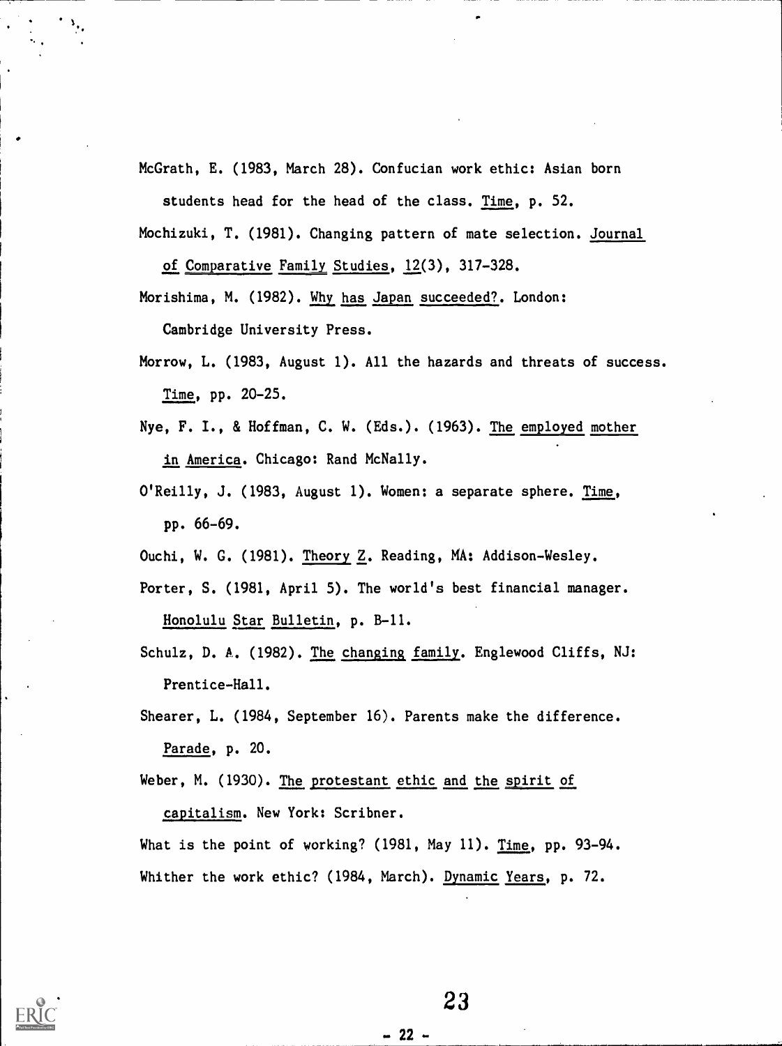McGrath, E. (1983, March 28). Confucian work ethic: Asian born students head for the head of the class. Time, p. 52.

Mochizuki, T. (1981). Changing pattern of mate selection. Journal of Comparative Family Studies, 12(3), 317-328.

Morishima, M. (1982). Why has Japan succeeded?. London: Cambridge University Press.

Morrow, L. (1983, August 1). All the hazards and threats of success. Time, pp. 20-25.

Nye, F. I., & Hoffman, C. W. (Eds.). (1963). The employed mother in America. Chicago: Rand McNally.

O'Reilly, J. (1983, August 1). Women: a separate sphere. Time, pp. 66-69.

Ouchi, W. G. (1981). Theory Z. Reading, MA: Addison-Wesley.

Porter, S. (1981, April 5). The world's best financial manager. Honolulu Star Bulletin, p. B-11.

Schulz, D. A. (1982). The changing family. Englewood Cliffs, NJ: Prentice-Hall.

Shearer, L. (1984, September 16). Parents make the difference. Parade, p. 20.

Weber, M. (1930). The protestant ethic and the spirit of capitalism. New York: Scribner.

What is the point of working? (1981, May 11). Time, pp. 93-94.

Whither the work ethic? (1984, March). Dynamic Years, p. 72.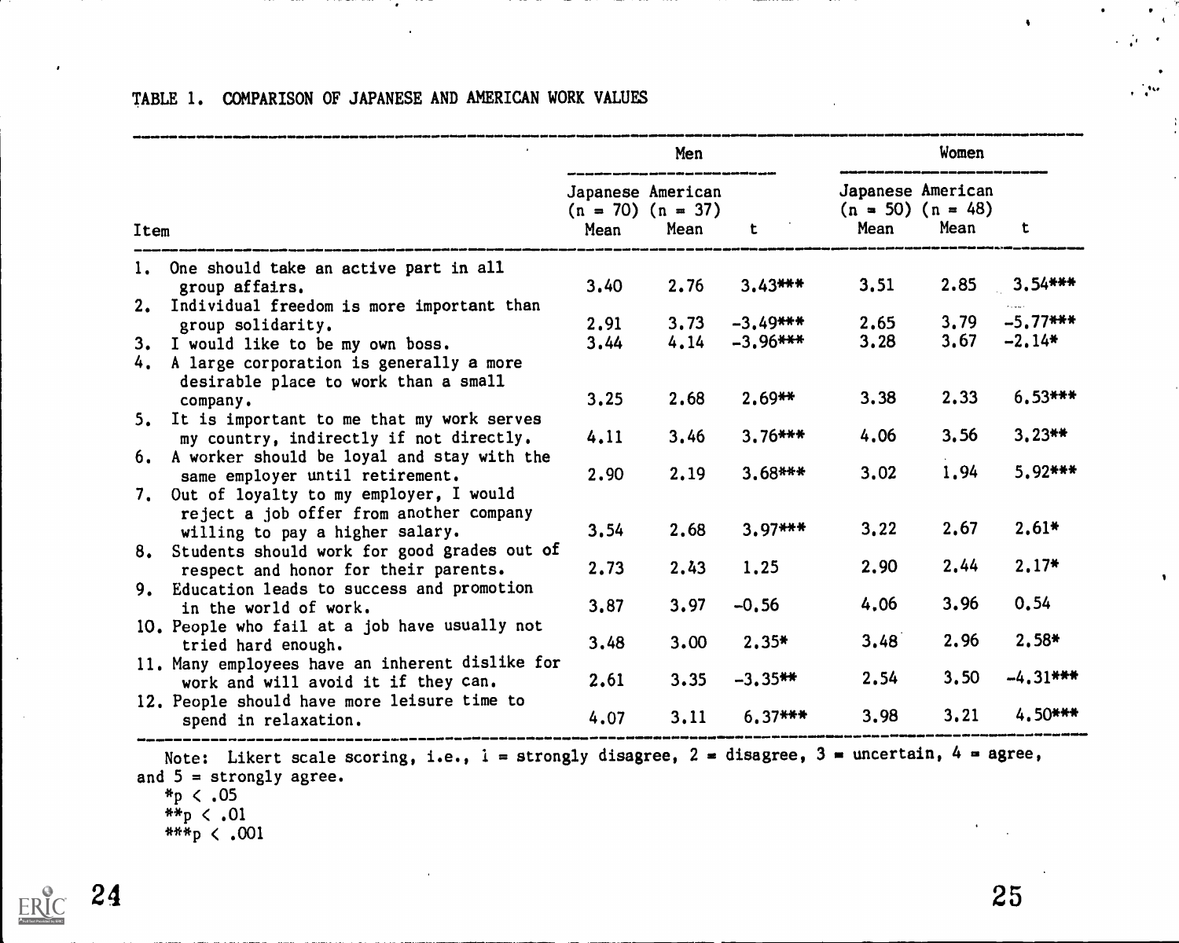TABLE 1. COMPARISON OF JAPANESE AND AMERICAN WORK VALUES

| Item | Men | | | Women | | |
|---|---|---|---|---|---|---|
| | Japanese (n = 70) | American (n = 37) | | Japanese (n = 50) | American (n = 48) | |
| | Mean | Mean | t | Mean | Mean | t |
| 1. One should take an active part in all group affairs. | 3.40 | 2.76 | 3.43*** | 3.51 | 2.85 | 3.54*** |
| 2. Individual freedom is more important than group solidarity. | 2.91 | 3.73 | -3.49*** | 2.65 | 3.79 | -5.77*** |
| 3. I would like to be my own boss. | 3.44 | 4.14 | -3.96*** | 3.28 | 3.67 | -2.14* |
| 4. A large corporation is generally a more desirable place to work than a small company. | 3.25 | 2.68 | 2.69** | 3.38 | 2.33 | 6.53*** |
| 5. It is important to me that my work serves my country, indirectly if not directly. | 4.11 | 3.46 | 3.76*** | 4.06 | 3.56 | 3.23** |
| 6. A worker should be loyal and stay with the same employer until retirement. | 2.90 | 2.19 | 3.68*** | 3.02 | 1.94 | 5.92*** |
| 7. Out of loyalty to my employer, I would reject a job offer from another company willing to pay a higher salary. | 3.54 | 2.68 | 3.97*** | 3.22 | 2.67 | 2.61* |
| 8. Students should work for good grades out of respect and honor for their parents. | 2.73 | 2.43 | 1.25 | 2.90 | 2.44 | 2.17* |
| 9. Education leads to success and promotion in the world of work. | 3.87 | 3.97 | -0.56 | 4.06 | 3.96 | 0.54 |
| 10. People who fail at a job have usually not tried hard enough. | 3.48 | 3.00 | 2.35* | 3.48 | 2.96 | 2.58* |
| 11. Many employees have an inherent dislike for work and will avoid it if they can. | 2.61 | 3.35 | -3.35** | 2.54 | 3.50 | -4.31*** |
| 12. People should have more leisure time to spend in relaxation. | 4.07 | 3.11 | 6.37*** | 3.98 | 3.21 | 4.50*** |

Note: Likert scale scoring, i.e., 1 = strongly disagree, 2 = disagree, 3 = uncertain, 4 = agree, and 5 = strongly agree.

*$p < .05$

**$p < .01$

***$p < .001$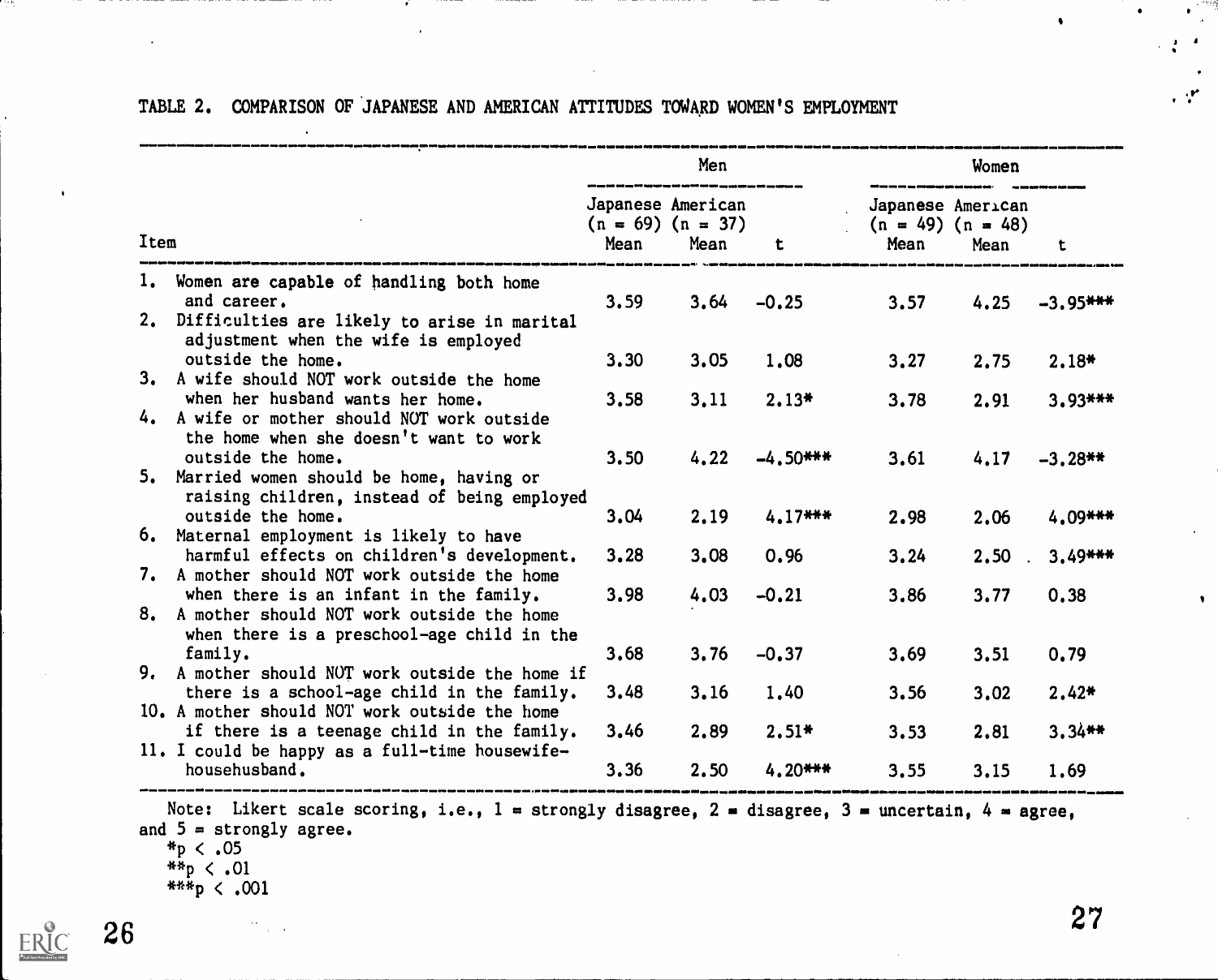TABLE 2. COMPARISON OF JAPANESE AND AMERICAN ATTITUDES TOWARD WOMEN'S EMPLOYMENT

| Item | Men | | | Women | | |
|---|---|---|---|---|---|---|
| | Japanese (n = 69) Mean | American (n = 37) Mean | t | Japanese (n = 49) Mean | American (n = 48) Mean | t |
| 1. Women are capable of handling both home and career. | 3.59 | 3.64 | -0.25 | 3.57 | 4.25 | -3.95*** |
| 2. Difficulties are likely to arise in marital adjustment when the wife is employed outside the home. | 3.30 | 3.05 | 1.08 | 3.27 | 2.75 | 2.18* |
| 3. A wife should NOT work outside the home when her husband wants her home. | 3.58 | 3.11 | 2.13* | 3.78 | 2.91 | 3.93*** |
| 4. A wife or mother should NOT work outside the home when she doesn't want to work outside the home. | 3.50 | 4.22 | -4.50*** | 3.61 | 4.17 | -3.28** |
| 5. Married women should be home, having or raising children, instead of being employed outside the home. | 3.04 | 2.19 | 4.17*** | 2.98 | 2.06 | 4.09*** |
| 6. Maternal employment is likely to have harmful effects on children's development. | 3.28 | 3.08 | 0.96 | 3.24 | 2.50 | 3.49*** |
| 7. A mother should NOT work outside the home when there is an infant in the family. | 3.98 | 4.03 | -0.21 | 3.86 | 3.77 | 0.38 |
| 8. A mother should NOT work outside the home when there is a preschool-age child in the family. | 3.68 | 3.76 | -0.37 | 3.69 | 3.51 | 0.79 |
| 9. A mother should NOT work outside the home if there is a school-age child in the family. | 3.48 | 3.16 | 1.40 | 3.56 | 3.02 | 2.42* |
| 10. A mother should NOT work outside the home if there is a teenage child in the family. | 3.46 | 2.89 | 2.51* | 3.53 | 2.81 | 3.34** |
| 11. I could be happy as a full-time housewife-househusband. | 3.36 | 2.50 | 4.20*** | 3.55 | 3.15 | 1.69 |

Note: Likert scale scoring, i.e., 1 = strongly disagree, 2 = disagree, 3 = uncertain, 4 = agree, and 5 = strongly agree.

*$p < .05$

**$p < .01$

***$p < .001$